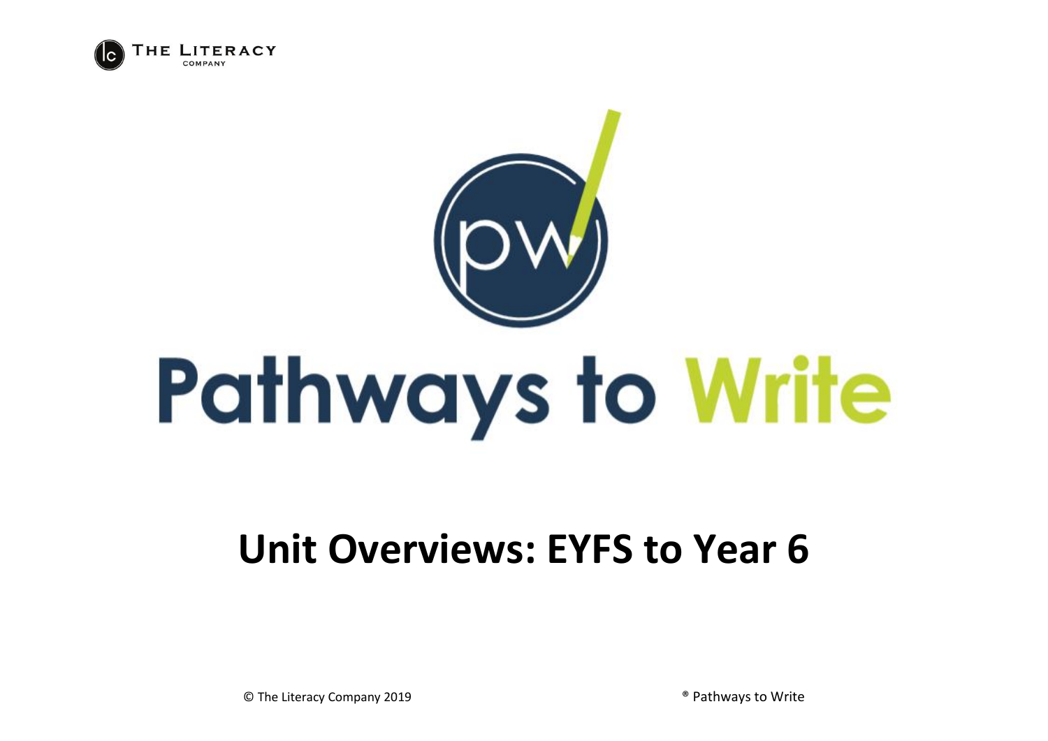THE LITERACY COMPANY

pw

# Pathways to Write

## Unit Overviews: EYFS to Year 6

© The Literacy Company 2019

® Pathways to Write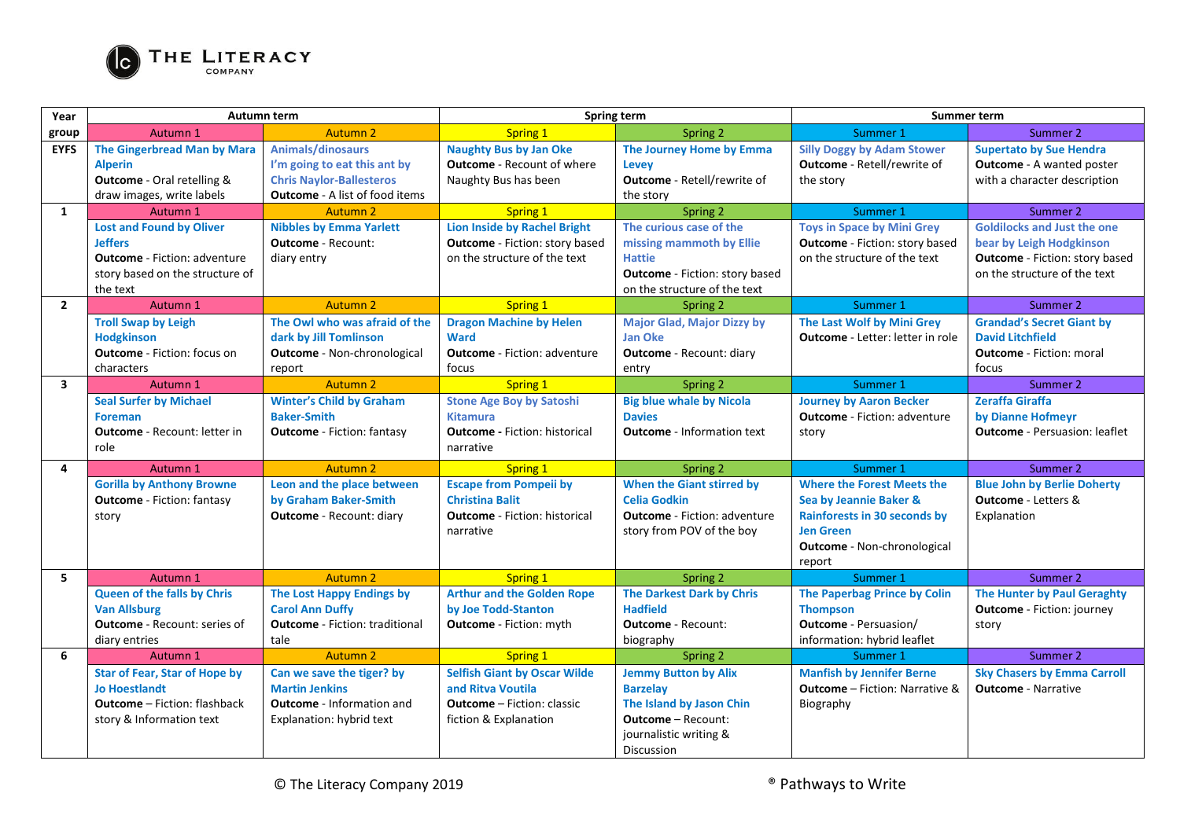THE LITERACY COMPANY

| Year group | Autumn term | | Spring term | | Summer term | |
|---|---|---|---|---|---|---|
| | Autumn 1 | Autumn 2 | Spring 1 | Spring 2 | Summer 1 | Summer 2 |
| **EYFS** | **The Gingerbread Man by Mara Alperin** **Outcome** - Oral retelling & draw images, write labels | **Animals/dinosaurs** **I'm going to eat this ant by Chris Naylor-Ballesteros** **Outcome** - A list of food items | **Naughty Bus by Jan Oke** **Outcome** - Recount of where Naughty Bus has been | **The Journey Home by Emma Levey** **Outcome** - Retell/rewrite of the story | **Silly Doggy by Adam Stower** **Outcome** - Retell/rewrite of the story | **Supertato by Sue Hendra** **Outcome** - A wanted poster with a character description |
| | Autumn 1 | Autumn 2 | Spring 1 | Spring 2 | Summer 1 | Summer 2 |
| **1** | **Lost and Found by Oliver Jeffers** **Outcome** - Fiction: adventure story based on the structure of the text | **Nibbles by Emma Yarlett** **Outcome** - Recount: diary entry | **Lion Inside by Rachel Bright** **Outcome** - Fiction: story based on the structure of the text | **The curious case of the missing mammoth by Ellie Hattie** **Outcome** - Fiction: story based on the structure of the text | **Toys in Space by Mini Grey** **Outcome** - Fiction: story based on the structure of the text | **Goldilocks and Just the one bear by Leigh Hodgkinson** **Outcome** - Fiction: story based on the structure of the text |
| | Autumn 1 | Autumn 2 | Spring 1 | Spring 2 | Summer 1 | Summer 2 |
| **2** | **Troll Swap by Leigh Hodgkinson** **Outcome** - Fiction: focus on characters | **The Owl who was afraid of the dark by Jill Tomlinson** **Outcome** - Non-chronological report | **Dragon Machine by Helen Ward** **Outcome** - Fiction: adventure focus | **Major Glad, Major Dizzy by Jan Oke** **Outcome** - Recount: diary entry | **The Last Wolf by Mini Grey** **Outcome** - Letter: letter in role | **Grandad's Secret Giant by David Litchfield** **Outcome** - Fiction: moral focus |
| | Autumn 1 | Autumn 2 | Spring 1 | Spring 2 | Summer 1 | Summer 2 |
| **3** | **Seal Surfer by Michael Foreman** **Outcome** - Recount: letter in role | **Winter's Child by Graham Baker-Smith** **Outcome** - Fiction: fantasy | **Stone Age Boy by Satoshi Kitamura** **Outcome** - Fiction: historical narrative | **Big blue whale by Nicola Davies** **Outcome** - Information text | **Journey by Aaron Becker** **Outcome** - Fiction: adventure story | **Zeraffa Giraffa by Dianne Hofmeyr** **Outcome** - Persuasion: leaflet |
| | Autumn 1 | Autumn 2 | Spring 1 | Spring 2 | Summer 1 | Summer 2 |
| **4** | **Gorilla by Anthony Browne** **Outcome** - Fiction: fantasy story | **Leon and the place between by Graham Baker-Smith** **Outcome** - Recount: diary | **Escape from Pompeii by Christina Balit** **Outcome** - Fiction: historical narrative | **When the Giant stirred by Celia Godkin** **Outcome** - Fiction: adventure story from POV of the boy | **Where the Forest Meets the Sea by Jeannie Baker & Rainforests in 30 seconds by Jen Green** **Outcome** - Non-chronological report | **Blue John by Berlie Doherty** **Outcome** - Letters & Explanation |
| | Autumn 1 | Autumn 2 | Spring 1 | Spring 2 | Summer 1 | Summer 2 |
| **5** | **Queen of the falls by Chris Van Allsburg** **Outcome** - Recount: series of diary entries | **The Lost Happy Endings by Carol Ann Duffy** **Outcome** - Fiction: traditional tale | **Arthur and the Golden Rope by Joe Todd-Stanton** **Outcome** - Fiction: myth | **The Darkest Dark by Chris Hadfield** **Outcome** - Recount: biography | **The Paperbag Prince by Colin Thompson** **Outcome** - Persuasion/ information: hybrid leaflet | **The Hunter by Paul Geraghty** **Outcome** - Fiction: journey story |
| | Autumn 1 | Autumn 2 | Spring 1 | Spring 2 | Summer 1 | Summer 2 |
| **6** | **Star of Fear, Star of Hope by Jo Hoestlandt** **Outcome** – Fiction: flashback story & Information text | **Can we save the tiger? by Martin Jenkins** **Outcome** - Information and Explanation: hybrid text | **Selfish Giant by Oscar Wilde and Ritva Voutila** **Outcome** – Fiction: classic fiction & Explanation | **Jemmy Button by Alix Barzelay** **The Island by Jason Chin** **Outcome** – Recount: journalistic writing & Discussion | **Manfish by Jennifer Berne** **Outcome** – Fiction: Narrative & Biography | **Sky Chasers by Emma Carroll** **Outcome** - Narrative |

© The Literacy Company 2019 ® Pathways to Write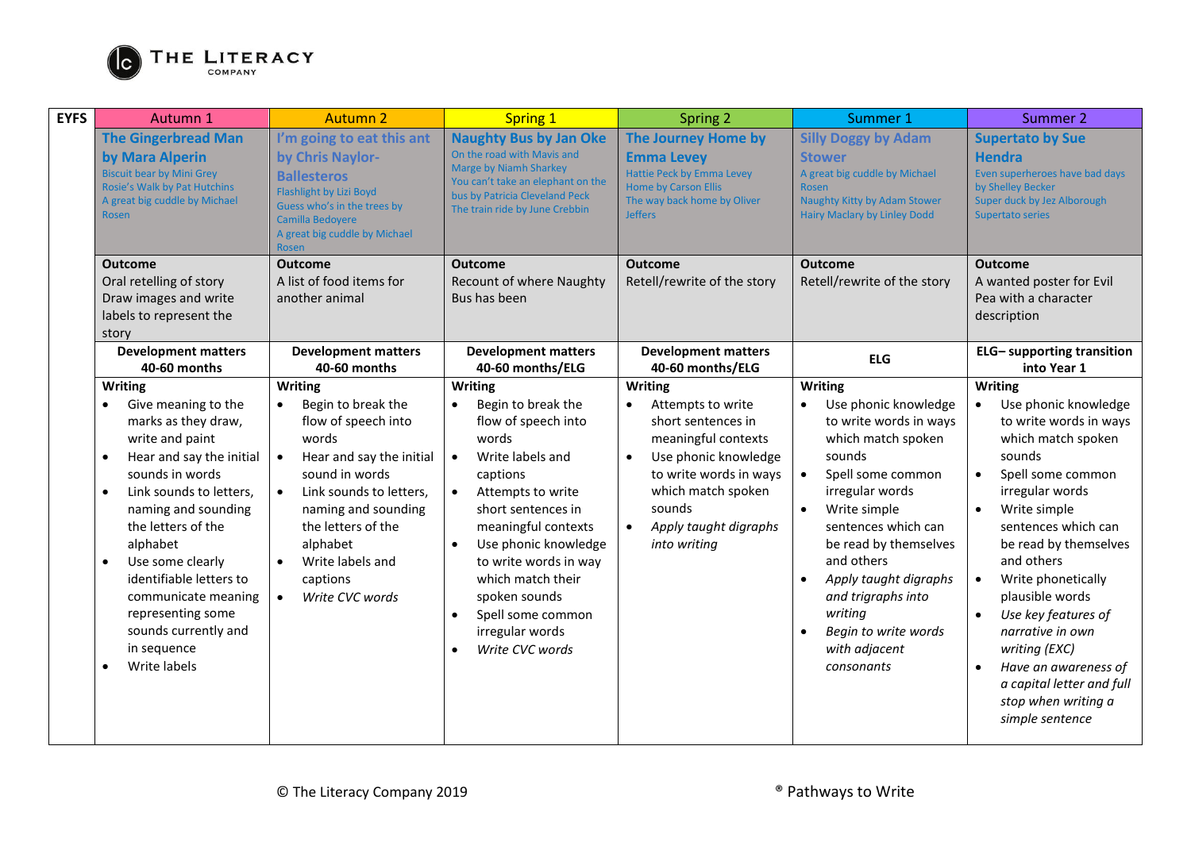| EYFS | Autumn 1 | Autumn 2 | Spring 1 | Spring 2 | Summer 1 | Summer 2 |
|---|---|---|---|---|---|---|
| | **The Gingerbread Man by Mara Alperin**<br>Biscuit bear by Mini Grey<br>Rosie's Walk by Pat Hutchins<br>A great big cuddle by Michael Rosen | **I'm going to eat this ant by Chris Naylor-Ballesteros**<br>Flashlight by Lizi Boyd<br>Guess who's in the trees by Camilla Bedoyere<br>A great big cuddle by Michael Rosen | **Naughty Bus by Jan Oke**<br>On the road with Mavis and Marge by Niamh Sharkey<br>You can't take an elephant on the bus by Patricia Cleveland Peck<br>The train ride by June Crebbin | **The Journey Home by Emma Levey**<br>Hattie Peck by Emma Levey<br>Home by Carson Ellis<br>The way back home by Oliver Jeffers | **Silly Doggy by Adam Stower**<br>A great big cuddle by Michael Rosen<br>Naughty Kitty by Adam Stower<br>Hairy Maclary by Linley Dodd | **Supertato by Sue Hendra**<br>Even superheroes have bad days by Shelley Becker<br>Super duck by Jez Alborough<br>Supertato series |
| | **Outcome**<br>Oral retelling of story<br>Draw images and write labels to represent the story | **Outcome**<br>A list of food items for another animal | **Outcome**<br>Recount of where Naughty Bus has been | **Outcome**<br>Retell/rewrite of the story | **Outcome**<br>Retell/rewrite of the story | **Outcome**<br>A wanted poster for Evil Pea with a character description |
| | **Development matters 40-60 months** | **Development matters 40-60 months** | **Development matters 40-60 months/ELG** | **Development matters 40-60 months/ELG** | **ELG** | **ELG– supporting transition into Year 1** |
| | **Writing**<br>• Give meaning to the marks as they draw, write and paint<br>• Hear and say the initial sounds in words<br>• Link sounds to letters, naming and sounding the letters of the alphabet<br>• Use some clearly identifiable letters to communicate meaning representing some sounds currently and in sequence<br>• Write labels | **Writing**<br>• Begin to break the flow of speech into words<br>• Hear and say the initial sound in words<br>• Link sounds to letters, naming and sounding the letters of the alphabet<br>• Write labels and captions<br>• *Write CVC words* | **Writing**<br>• Begin to break the flow of speech into words<br>• Write labels and captions<br>• Attempts to write short sentences in meaningful contexts<br>• Use phonic knowledge to write words in way which match their spoken sounds<br>• Spell some common irregular words<br>• *Write CVC words* | **Writing**<br>• Attempts to write short sentences in meaningful contexts<br>• Use phonic knowledge to write words in ways which match spoken sounds<br>• *Apply taught digraphs into writing* | **Writing**<br>• Use phonic knowledge to write words in ways which match spoken sounds<br>• Spell some common irregular words<br>• Write simple sentences which can be read by themselves and others<br>• *Apply taught digraphs and trigraphs into writing*<br>• *Begin to write words with adjacent consonants* | **Writing**<br>• Use phonic knowledge to write words in ways which match spoken sounds<br>• Spell some common irregular words<br>• Write simple sentences which can be read by themselves and others<br>• Write phonetically plausible words<br>• *Use key features of narrative in own writing (EXC)*<br>• *Have an awareness of a capital letter and full stop when writing a simple sentence* |

© The Literacy Company 2019 ® Pathways to Write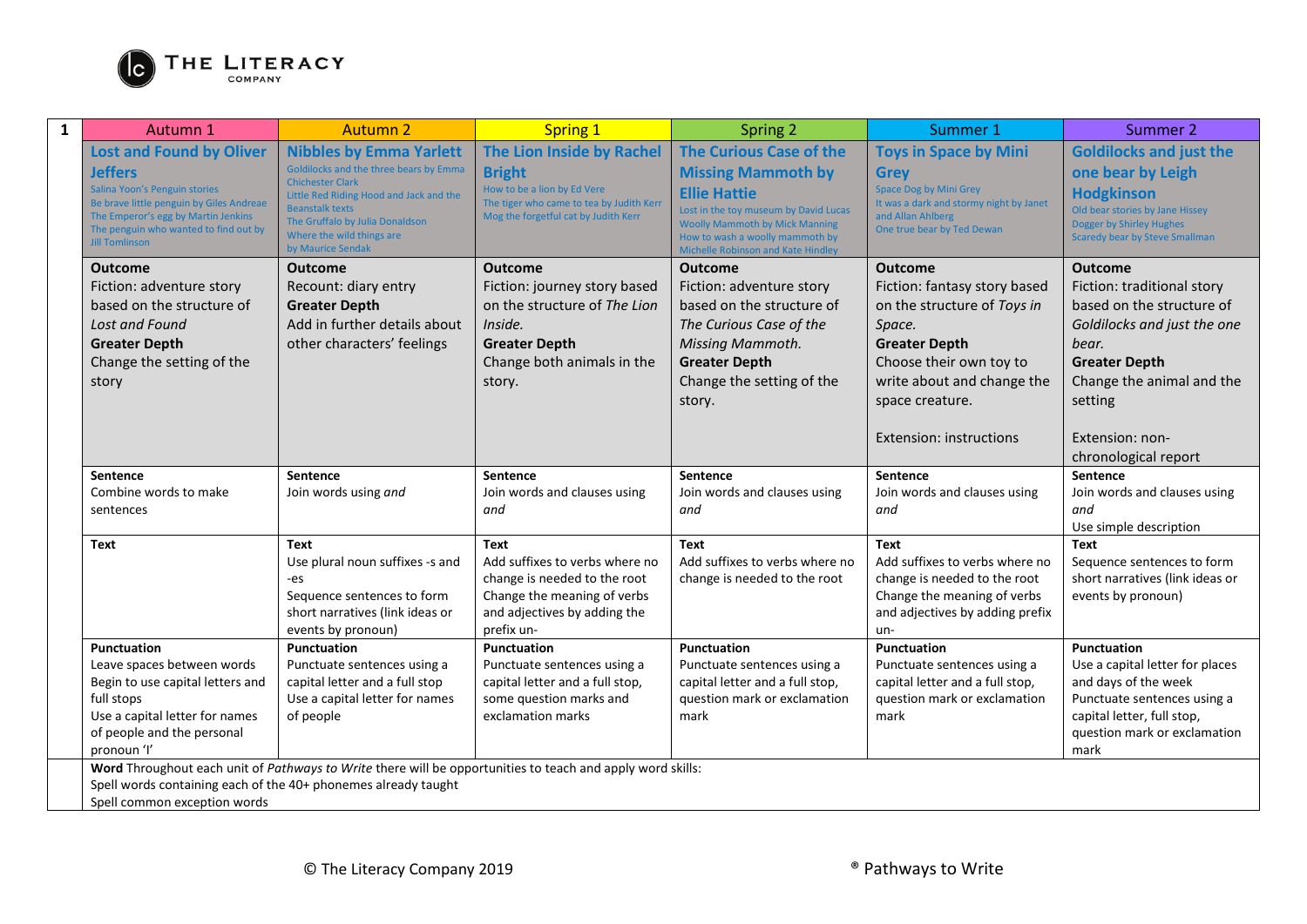| 1 | Autumn 1 | Autumn 2 | Spring 1 | Spring 2 | Summer 1 | Summer 2 |
|---|---|---|---|---|---|---|
| | **Lost and Found by Oliver Jeffers**<br>Salina Yoon's Penguin stories<br>Be brave little penguin by Giles Andreae<br>The Emperor's egg by Martin Jenkins<br>The penguin who wanted to find out by Jill Tomlinson | **Nibbles by Emma Yarlett**<br>Goldilocks and the three bears by Emma Chichester Clark<br>Little Red Riding Hood and Jack and the Beanstalk texts<br>The Gruffalo by Julia Donaldson<br>Where the wild things are by Maurice Sendak | **The Lion Inside by Rachel Bright**<br>How to be a lion by Ed Vere<br>The tiger who came to tea by Judith Kerr<br>Mog the forgetful cat by Judith Kerr | **The Curious Case of the Missing Mammoth by Ellie Hattie**<br>Lost in the toy museum by David Lucas<br>Woolly Mammoth by Mick Manning<br>How to wash a woolly mammoth by Michelle Robinson and Kate Hindley | **Toys in Space by Mini Grey**<br>Space Dog by Mini Grey<br>It was a dark and stormy night by Janet and Allan Ahlberg<br>One true bear by Ted Dewan | **Goldilocks and just the one bear by Leigh Hodgkinson**<br>Old bear stories by Jane Hissey<br>Dogger by Shirley Hughes<br>Scaredy bear by Steve Smallman |
| | **Outcome**<br>Fiction: adventure story based on the structure of *Lost and Found*<br>**Greater Depth**<br>Change the setting of the story | **Outcome**<br>Recount: diary entry<br>**Greater Depth**<br>Add in further details about other characters' feelings | **Outcome**<br>Fiction: journey story based on the structure of *The Lion Inside.*<br>**Greater Depth**<br>Change both animals in the story. | **Outcome**<br>Fiction: adventure story based on the structure of *The Curious Case of the Missing Mammoth.*<br>**Greater Depth**<br>Change the setting of the story. | **Outcome**<br>Fiction: fantasy story based on the structure of *Toys in Space.*<br>**Greater Depth**<br>Choose their own toy to write about and change the space creature.<br><br>Extension: instructions | **Outcome**<br>Fiction: traditional story based on the structure of *Goldilocks and just the one bear.*<br>**Greater Depth**<br>Change the animal and the setting<br><br>Extension: non-chronological report |
| | **Sentence**<br>Combine words to make sentences | **Sentence**<br>Join words using *and* | **Sentence**<br>Join words and clauses using *and* | **Sentence**<br>Join words and clauses using *and* | **Sentence**<br>Join words and clauses using *and* | **Sentence**<br>Join words and clauses using *and*<br>Use simple description |
| | **Text** | **Text**<br>Use plural noun suffixes -s and -es<br>Sequence sentences to form short narratives (link ideas or events by pronoun) | **Text**<br>Add suffixes to verbs where no change is needed to the root<br>Change the meaning of verbs and adjectives by adding the prefix un- | **Text**<br>Add suffixes to verbs where no change is needed to the root | **Text**<br>Add suffixes to verbs where no change is needed to the root<br>Change the meaning of verbs and adjectives by adding prefix un- | **Text**<br>Sequence sentences to form short narratives (link ideas or events by pronoun) |
| | **Punctuation**<br>Leave spaces between words<br>Begin to use capital letters and full stops<br>Use a capital letter for names of people and the personal pronoun 'I' | **Punctuation**<br>Punctuate sentences using a capital letter and a full stop<br>Use a capital letter for names of people | **Punctuation**<br>Punctuate sentences using a capital letter and a full stop, some question marks and exclamation marks | **Punctuation**<br>Punctuate sentences using a capital letter and a full stop, question mark or exclamation mark | **Punctuation**<br>Punctuate sentences using a capital letter and a full stop, question mark or exclamation mark | **Punctuation**<br>Use a capital letter for places and days of the week<br>Punctuate sentences using a capital letter, full stop, question mark or exclamation mark |
| | **Word** Throughout each unit of *Pathways to Write* there will be opportunities to teach and apply word skills:<br>Spell words containing each of the 40+ phonemes already taught<br>Spell common exception words | | | | | |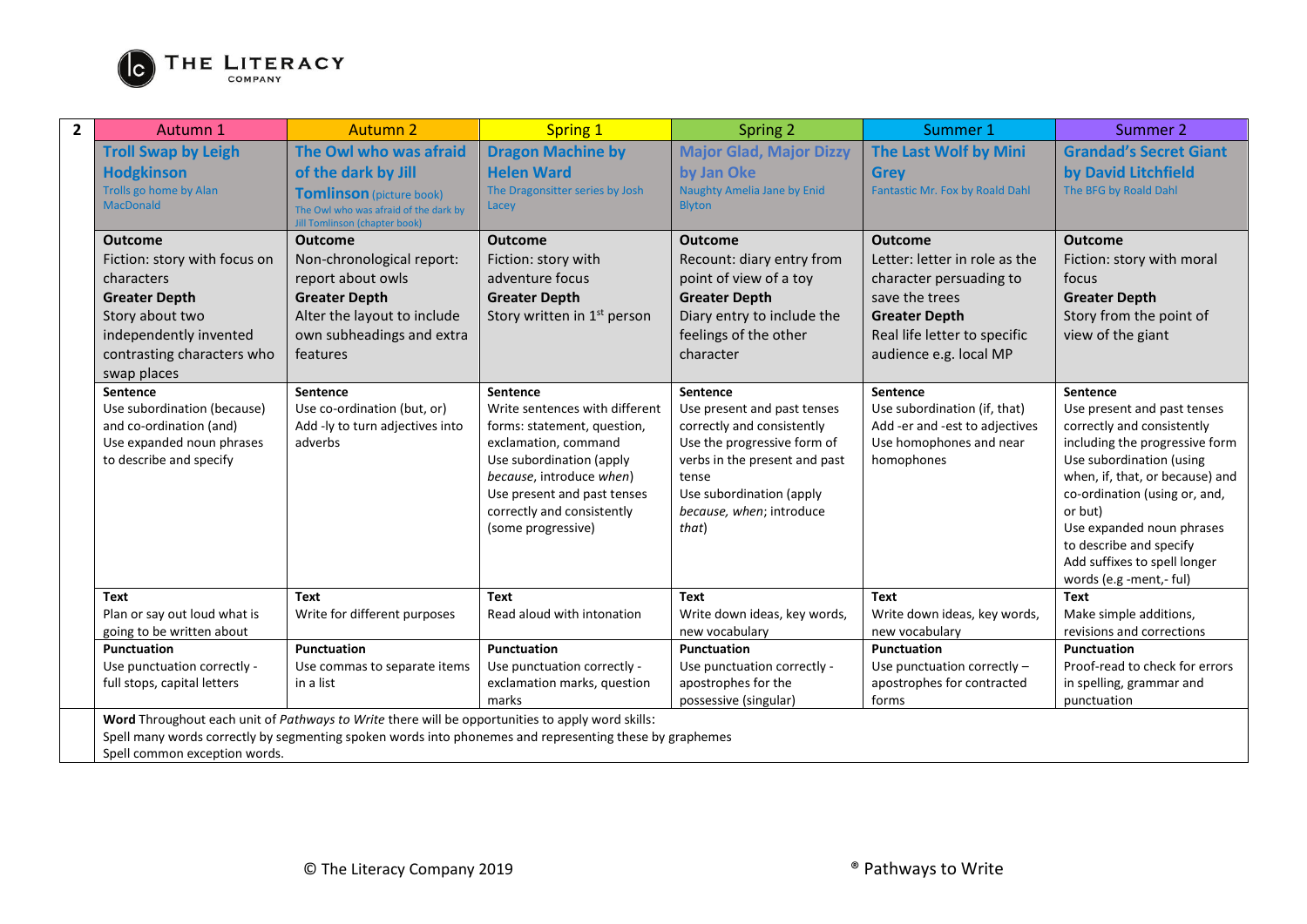| 2 | Autumn 1 | Autumn 2 | Spring 1 | Spring 2 | Summer 1 | Summer 2 |
|---|---|---|---|---|---|---|
| | **Troll Swap by Leigh Hodgkinson**<br>Trolls go home by Alan MacDonald | **The Owl who was afraid of the dark by Jill Tomlinson** (picture book)<br>The Owl who was afraid of the dark by Jill Tomlinson (chapter book) | **Dragon Machine by Helen Ward**<br>The Dragonsitter series by Josh Lacey | **Major Glad, Major Dizzy by Jan Oke**<br>Naughty Amelia Jane by Enid Blyton | **The Last Wolf by Mini Grey**<br>Fantastic Mr. Fox by Roald Dahl | **Grandad's Secret Giant by David Litchfield**<br>The BFG by Roald Dahl |
| | **Outcome**<br>Fiction: story with focus on characters<br>**Greater Depth**<br>Story about two independently invented contrasting characters who swap places | **Outcome**<br>Non-chronological report: report about owls<br>**Greater Depth**<br>Alter the layout to include own subheadings and extra features | **Outcome**<br>Fiction: story with adventure focus<br>**Greater Depth**<br>Story written in 1st person | **Outcome**<br>Recount: diary entry from point of view of a toy<br>**Greater Depth**<br>Diary entry to include the feelings of the other character | **Outcome**<br>Letter: letter in role as the character persuading to save the trees<br>**Greater Depth**<br>Real life letter to specific audience e.g. local MP | **Outcome**<br>Fiction: story with moral focus<br>**Greater Depth**<br>Story from the point of view of the giant |
| | **Sentence**<br>Use subordination (because) and co-ordination (and)<br>Use expanded noun phrases to describe and specify | **Sentence**<br>Use co-ordination (but, or)<br>Add -ly to turn adjectives into adverbs | **Sentence**<br>Write sentences with different forms: statement, question, exclamation, command<br>Use subordination (apply *because*, introduce *when*)<br>Use present and past tenses correctly and consistently (some progressive) | **Sentence**<br>Use present and past tenses correctly and consistently<br>Use the progressive form of verbs in the present and past tense<br>Use subordination (apply *because, when*; introduce *that*) | **Sentence**<br>Use subordination (if, that)<br>Add -er and -est to adjectives<br>Use homophones and near homophones | **Sentence**<br>Use present and past tenses correctly and consistently including the progressive form<br>Use subordination (using when, if, that, or because) and co-ordination (using or, and, or but)<br>Use expanded noun phrases to describe and specify<br>Add suffixes to spell longer words (e.g -ment,- ful) |
| | **Text**<br>Plan or say out loud what is going to be written about | **Text**<br>Write for different purposes | **Text**<br>Read aloud with intonation | **Text**<br>Write down ideas, key words, new vocabulary | **Text**<br>Write down ideas, key words, new vocabulary | **Text**<br>Make simple additions, revisions and corrections |
| | **Punctuation**<br>Use punctuation correctly - full stops, capital letters | **Punctuation**<br>Use commas to separate items in a list | **Punctuation**<br>Use punctuation correctly - exclamation marks, question marks | **Punctuation**<br>Use punctuation correctly - apostrophes for the possessive (singular) | **Punctuation**<br>Use punctuation correctly – apostrophes for contracted forms | **Punctuation**<br>Proof-read to check for errors in spelling, grammar and punctuation |
| | **Word** Throughout each unit of *Pathways to Write* there will be opportunities to apply word skills:<br>Spell many words correctly by segmenting spoken words into phonemes and representing these by graphemes<br>Spell common exception words. | | | | | |

© The Literacy Company 2019

® Pathways to Write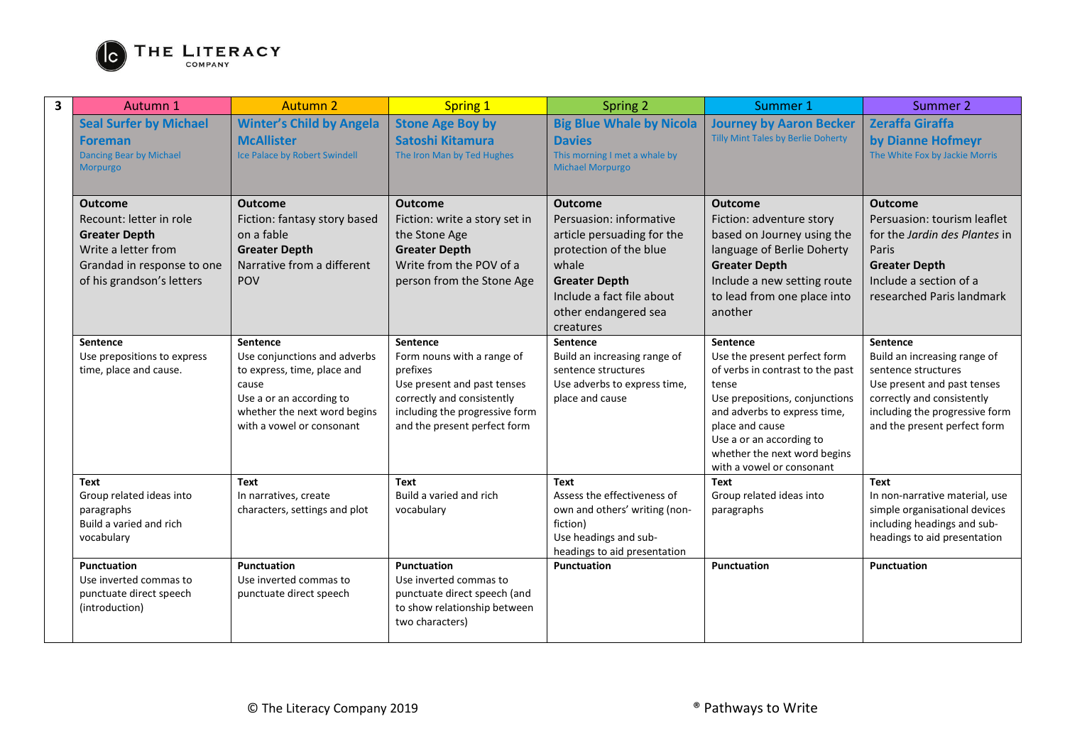| 3 | Autumn 1 | Autumn 2 | Spring 1 | Spring 2 | Summer 1 | Summer 2 |
|---|---|---|---|---|---|---|
| | **Seal Surfer by Michael Foreman**<br>Dancing Bear by Michael Morpurgo | **Winter's Child by Angela McAllister**<br>Ice Palace by Robert Swindell | **Stone Age Boy by Satoshi Kitamura**<br>The Iron Man by Ted Hughes | **Big Blue Whale by Nicola Davies**<br>This morning I met a whale by Michael Morpurgo | **Journey by Aaron Becker**<br>Tilly Mint Tales by Berlie Doherty | **Zeraffa Giraffa by Dianne Hofmeyr**<br>The White Fox by Jackie Morris |
| | **Outcome**<br>Recount: letter in role<br>**Greater Depth**<br>Write a letter from Grandad in response to one of his grandson's letters | **Outcome**<br>Fiction: fantasy story based on a fable<br>**Greater Depth**<br>Narrative from a different POV | **Outcome**<br>Fiction: write a story set in the Stone Age<br>**Greater Depth**<br>Write from the POV of a person from the Stone Age | **Outcome**<br>Persuasion: informative article persuading for the protection of the blue whale<br>**Greater Depth**<br>Include a fact file about other endangered sea creatures | **Outcome**<br>Fiction: adventure story based on Journey using the language of Berlie Doherty<br>**Greater Depth**<br>Include a new setting route to lead from one place into another | **Outcome**<br>Persuasion: tourism leaflet for the *Jardin des Plantes* in Paris<br>**Greater Depth**<br>Include a section of a researched Paris landmark |
| | **Sentence**<br>Use prepositions to express time, place and cause. | **Sentence**<br>Use conjunctions and adverbs to express, time, place and cause<br>Use a or an according to whether the next word begins with a vowel or consonant | **Sentence**<br>Form nouns with a range of prefixes<br>Use present and past tenses correctly and consistently including the progressive form and the present perfect form | **Sentence**<br>Build an increasing range of sentence structures<br>Use adverbs to express time, place and cause | **Sentence**<br>Use the present perfect form of verbs in contrast to the past tense<br>Use prepositions, conjunctions and adverbs to express time, place and cause<br>Use a or an according to whether the next word begins with a vowel or consonant | **Sentence**<br>Build an increasing range of sentence structures<br>Use present and past tenses correctly and consistently including the progressive form and the present perfect form |
| | **Text**<br>Group related ideas into paragraphs<br>Build a varied and rich vocabulary | **Text**<br>In narratives, create characters, settings and plot | **Text**<br>Build a varied and rich vocabulary | **Text**<br>Assess the effectiveness of own and others' writing (non-fiction)<br>Use headings and sub-headings to aid presentation | **Text**<br>Group related ideas into paragraphs | **Text**<br>In non-narrative material, use simple organisational devices including headings and sub-headings to aid presentation |
| | **Punctuation**<br>Use inverted commas to punctuate direct speech (introduction) | **Punctuation**<br>Use inverted commas to punctuate direct speech | **Punctuation**<br>Use inverted commas to punctuate direct speech (and to show relationship between two characters) | **Punctuation** | **Punctuation** | **Punctuation** |

© The Literacy Company 2019 ® Pathways to Write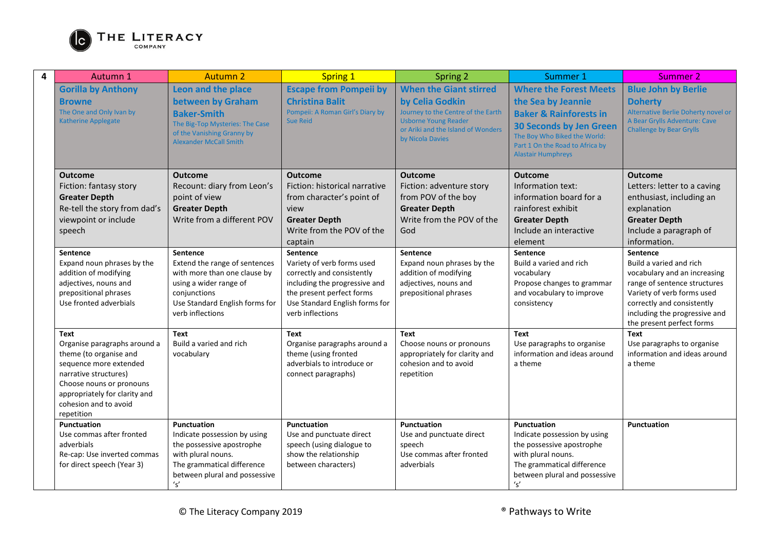| 4 | Autumn 1 | Autumn 2 | Spring 1 | Spring 2 | Summer 1 | Summer 2 |
|---|---|---|---|---|---|---|
| | **Gorilla by Anthony Browne**<br>The One and Only Ivan by Katherine Applegate | **Leon and the place between by Graham Baker-Smith**<br>The Big-Top Mysteries: The Case of the Vanishing Granny by Alexander McCall Smith | **Escape from Pompeii by Christina Balit**<br>Pompeii: A Roman Girl's Diary by Sue Reid | **When the Giant stirred by Celia Godkin**<br>Journey to the Centre of the Earth Usborne Young Reader or Ariki and the Island of Wonders by Nicola Davies | **Where the Forest Meets the Sea by Jeannie Baker & Rainforests in 30 Seconds by Jen Green**<br>The Boy Who Biked the World: Part 1 On the Road to Africa by Alastair Humphreys | **Blue John by Berlie Doherty**<br>Alternative Berlie Doherty novel or A Bear Grylls Adventure: Cave Challenge by Bear Grylls |
| | **Outcome**<br>Fiction: fantasy story<br>**Greater Depth**<br>Re-tell the story from dad's viewpoint or include speech | **Outcome**<br>Recount: diary from Leon's point of view<br>**Greater Depth**<br>Write from a different POV | **Outcome**<br>Fiction: historical narrative from character's point of view<br>**Greater Depth**<br>Write from the POV of the captain | **Outcome**<br>Fiction: adventure story from POV of the boy<br>**Greater Depth**<br>Write from the POV of the God | **Outcome**<br>Information text: information board for a rainforest exhibit<br>**Greater Depth**<br>Include an interactive element | **Outcome**<br>Letters: letter to a caving enthusiast, including an explanation<br>**Greater Depth**<br>Include a paragraph of information. |
| | **Sentence**<br>Expand noun phrases by the addition of modifying adjectives, nouns and prepositional phrases<br>Use fronted adverbials | **Sentence**<br>Extend the range of sentences with more than one clause by using a wider range of conjunctions<br>Use Standard English forms for verb inflections | **Sentence**<br>Variety of verb forms used correctly and consistently including the progressive and the present perfect forms<br>Use Standard English forms for verb inflections | **Sentence**<br>Expand noun phrases by the addition of modifying adjectives, nouns and prepositional phrases | **Sentence**<br>Build a varied and rich vocabulary<br>Propose changes to grammar and vocabulary to improve consistency | **Sentence**<br>Build a varied and rich vocabulary and an increasing range of sentence structures<br>Variety of verb forms used correctly and consistently including the progressive and the present perfect forms |
| | **Text**<br>Organise paragraphs around a theme (to organise and sequence more extended narrative structures)<br>Choose nouns or pronouns appropriately for clarity and cohesion and to avoid repetition | **Text**<br>Build a varied and rich vocabulary | **Text**<br>Organise paragraphs around a theme (using fronted adverbials to introduce or connect paragraphs) | **Text**<br>Choose nouns or pronouns appropriately for clarity and cohesion and to avoid repetition | **Text**<br>Use paragraphs to organise information and ideas around a theme | **Text**<br>Use paragraphs to organise information and ideas around a theme |
| | **Punctuation**<br>Use commas after fronted adverbials<br>Re-cap: Use inverted commas for direct speech (Year 3) | **Punctuation**<br>Indicate possession by using the possessive apostrophe with plural nouns.<br>The grammatical difference between plural and possessive 's' | **Punctuation**<br>Use and punctuate direct speech (using dialogue to show the relationship between characters) | **Punctuation**<br>Use and punctuate direct speech<br>Use commas after fronted adverbials | **Punctuation**<br>Indicate possession by using the possessive apostrophe with plural nouns.<br>The grammatical difference between plural and possessive 's' | **Punctuation** |

© The Literacy Company 2019 ® Pathways to Write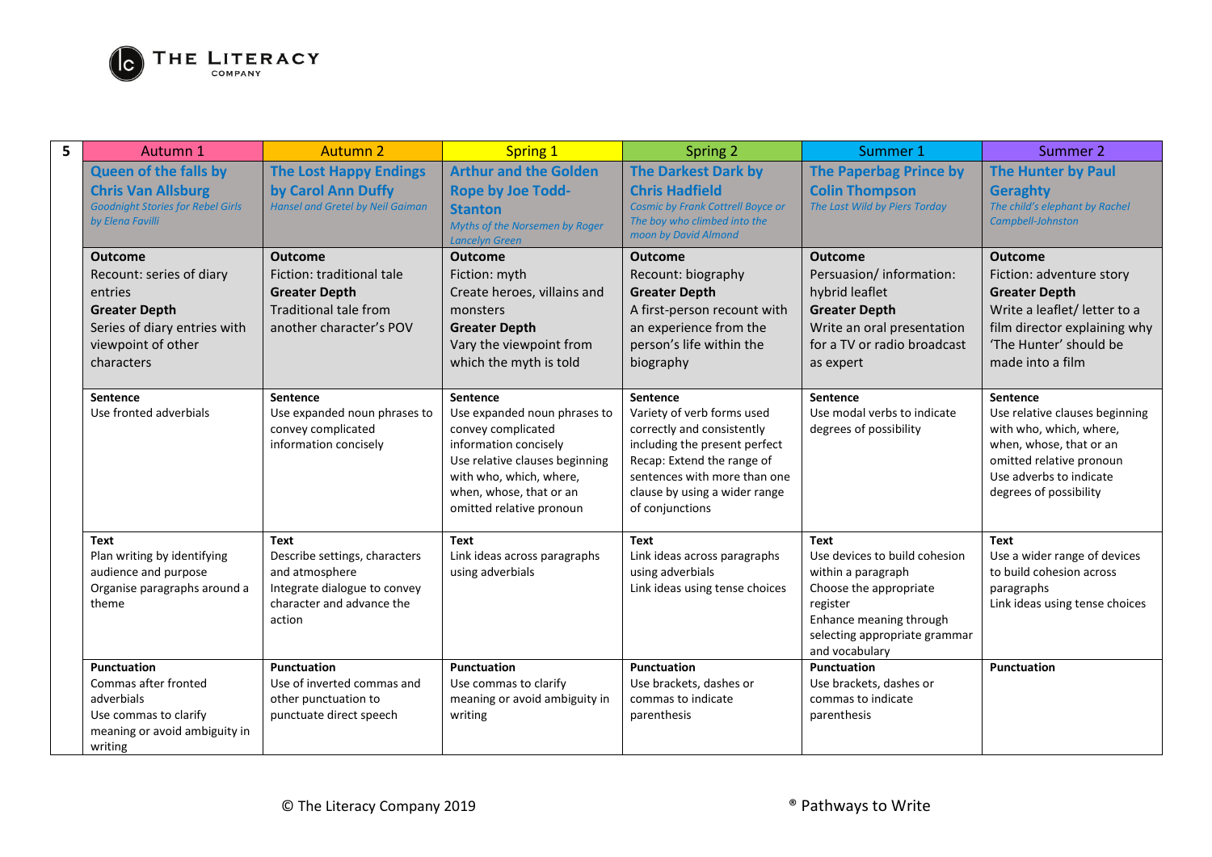| 5 | Autumn 1 | Autumn 2 | Spring 1 | Spring 2 | Summer 1 | Summer 2 |
|---|---|---|---|---|---|---|
| | **Queen of the falls by Chris Van Allsburg**<br>*Goodnight Stories for Rebel Girls by Elena Favilli* | **The Lost Happy Endings by Carol Ann Duffy**<br>*Hansel and Gretel by Neil Gaiman* | **Arthur and the Golden Rope by Joe Todd-Stanton**<br>*Myths of the Norsemen by Roger Lancelyn Green* | **The Darkest Dark by Chris Hadfield**<br>*Cosmic by Frank Cottrell Boyce or The boy who climbed into the moon by David Almond* | **The Paperbag Prince by Colin Thompson**<br>*The Last Wild by Piers Torday* | **The Hunter by Paul Geraghty**<br>*The child's elephant by Rachel Campbell-Johnston* |
| | **Outcome**<br>Recount: series of diary entries<br>**Greater Depth**<br>Series of diary entries with viewpoint of other characters | **Outcome**<br>Fiction: traditional tale<br>**Greater Depth**<br>Traditional tale from another character's POV | **Outcome**<br>Fiction: myth<br>Create heroes, villains and monsters<br>**Greater Depth**<br>Vary the viewpoint from which the myth is told | **Outcome**<br>Recount: biography<br>**Greater Depth**<br>A first-person recount with an experience from the person's life within the biography | **Outcome**<br>Persuasion/ information: hybrid leaflet<br>**Greater Depth**<br>Write an oral presentation for a TV or radio broadcast as expert | **Outcome**<br>Fiction: adventure story<br>**Greater Depth**<br>Write a leaflet/ letter to a film director explaining why 'The Hunter' should be made into a film |
| | **Sentence**<br>Use fronted adverbials | **Sentence**<br>Use expanded noun phrases to convey complicated information concisely | **Sentence**<br>Use expanded noun phrases to convey complicated information concisely<br>Use relative clauses beginning with who, which, where, when, whose, that or an omitted relative pronoun | **Sentence**<br>Variety of verb forms used correctly and consistently including the present perfect<br>Recap: Extend the range of sentences with more than one clause by using a wider range of conjunctions | **Sentence**<br>Use modal verbs to indicate degrees of possibility | **Sentence**<br>Use relative clauses beginning with who, which, where, when, whose, that or an omitted relative pronoun<br>Use adverbs to indicate degrees of possibility |
| | **Text**<br>Plan writing by identifying audience and purpose<br>Organise paragraphs around a theme | **Text**<br>Describe settings, characters and atmosphere<br>Integrate dialogue to convey character and advance the action | **Text**<br>Link ideas across paragraphs using adverbials | **Text**<br>Link ideas across paragraphs using adverbials<br>Link ideas using tense choices | **Text**<br>Use devices to build cohesion within a paragraph<br>Choose the appropriate register<br>Enhance meaning through selecting appropriate grammar and vocabulary | **Text**<br>Use a wider range of devices to build cohesion across paragraphs<br>Link ideas using tense choices |
| | **Punctuation**<br>Commas after fronted adverbials<br>Use commas to clarify meaning or avoid ambiguity in writing | **Punctuation**<br>Use of inverted commas and other punctuation to punctuate direct speech | **Punctuation**<br>Use commas to clarify meaning or avoid ambiguity in writing | **Punctuation**<br>Use brackets, dashes or commas to indicate parenthesis | **Punctuation**<br>Use brackets, dashes or commas to indicate parenthesis | **Punctuation** |

© The Literacy Company 2019 ® Pathways to Write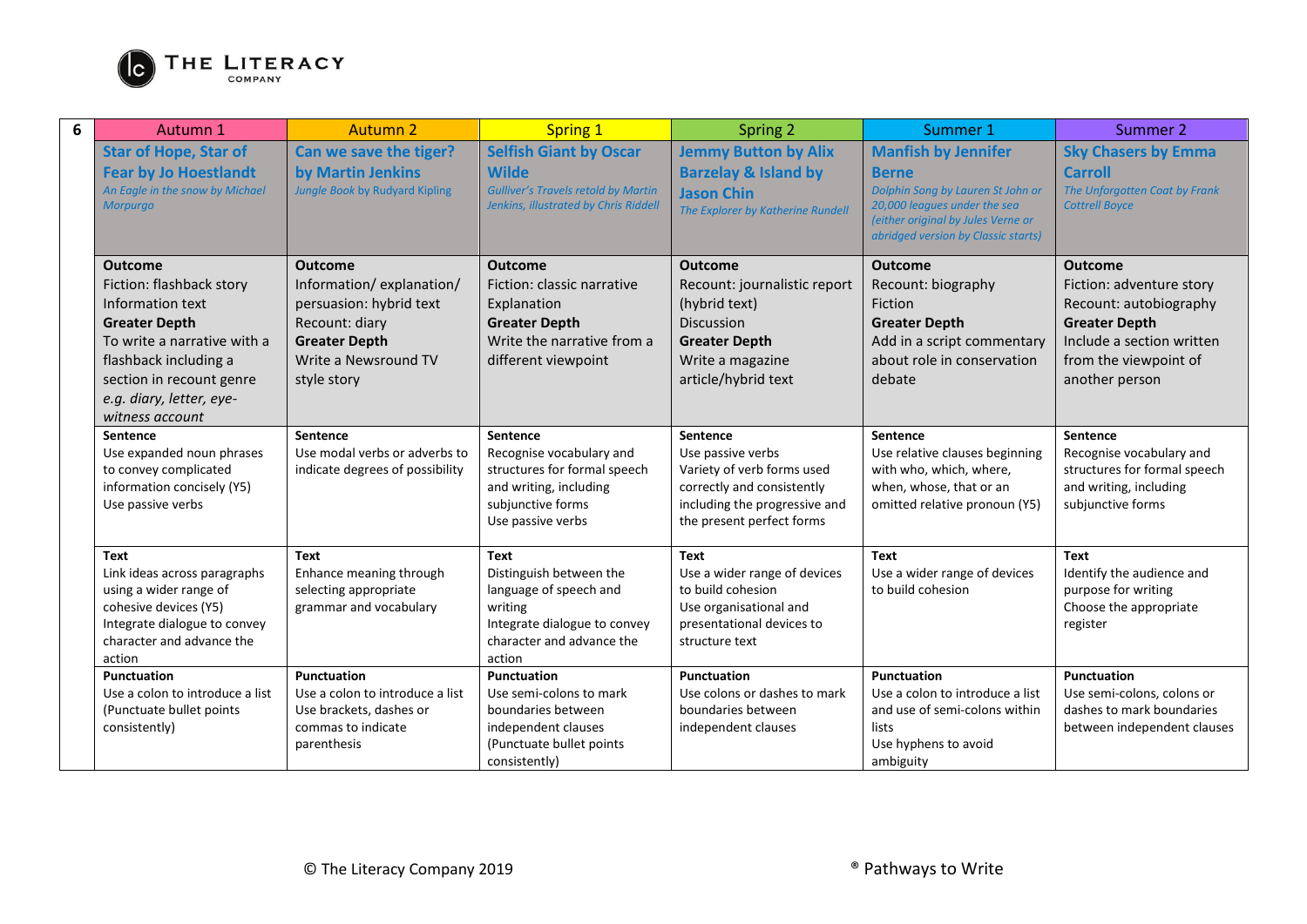THE LITERACY COMPANY

| 6 | Autumn 1 | Autumn 2 | Spring 1 | Spring 2 | Summer 1 | Summer 2 |
|---|---|---|---|---|---|---|
| | **Star of Hope, Star of Fear by Jo Hoestlandt**<br>*An Eagle in the snow by Michael Morpurgo* | **Can we save the tiger? by Martin Jenkins**<br>*Jungle Book* by Rudyard Kipling | **Selfish Giant by Oscar Wilde**<br>*Gulliver's Travels retold by Martin Jenkins, illustrated by Chris Riddell* | **Jemmy Button by Alix Barzelay & Island by Jason Chin**<br>*The Explorer by Katherine Rundell* | **Manfish by Jennifer Berne**<br>*Dolphin Song by Lauren St John or 20,000 leagues under the sea (either original by Jules Verne or abridged version by Classic starts)* | **Sky Chasers by Emma Carroll**<br>*The Unforgotten Coat by Frank Cottrell Boyce* |
| | **Outcome**<br>Fiction: flashback story<br>Information text<br>**Greater Depth**<br>To write a narrative with a flashback including a section in recount genre *e.g. diary, letter, eye-witness account* | **Outcome**<br>Information/ explanation/ persuasion: hybrid text<br>Recount: diary<br>**Greater Depth**<br>Write a Newsround TV style story | **Outcome**<br>Fiction: classic narrative<br>Explanation<br>**Greater Depth**<br>Write the narrative from a different viewpoint | **Outcome**<br>Recount: journalistic report (hybrid text)<br>Discussion<br>**Greater Depth**<br>Write a magazine article/hybrid text | **Outcome**<br>Recount: biography<br>Fiction<br>**Greater Depth**<br>Add in a script commentary about role in conservation debate | **Outcome**<br>Fiction: adventure story<br>Recount: autobiography<br>**Greater Depth**<br>Include a section written from the viewpoint of another person |
| | **Sentence**<br>Use expanded noun phrases to convey complicated information concisely (Y5)<br>Use passive verbs | **Sentence**<br>Use modal verbs or adverbs to indicate degrees of possibility | **Sentence**<br>Recognise vocabulary and structures for formal speech and writing, including subjunctive forms<br>Use passive verbs | **Sentence**<br>Use passive verbs<br>Variety of verb forms used correctly and consistently including the progressive and the present perfect forms | **Sentence**<br>Use relative clauses beginning with who, which, where, when, whose, that or an omitted relative pronoun (Y5) | **Sentence**<br>Recognise vocabulary and structures for formal speech and writing, including subjunctive forms |
| | **Text**<br>Link ideas across paragraphs using a wider range of cohesive devices (Y5)<br>Integrate dialogue to convey character and advance the action | **Text**<br>Enhance meaning through selecting appropriate grammar and vocabulary | **Text**<br>Distinguish between the language of speech and writing<br>Integrate dialogue to convey character and advance the action | **Text**<br>Use a wider range of devices to build cohesion<br>Use organisational and presentational devices to structure text | **Text**<br>Use a wider range of devices to build cohesion | **Text**<br>Identify the audience and purpose for writing<br>Choose the appropriate register |
| | **Punctuation**<br>Use a colon to introduce a list<br>(Punctuate bullet points consistently) | **Punctuation**<br>Use a colon to introduce a list<br>Use brackets, dashes or commas to indicate parenthesis | **Punctuation**<br>Use semi-colons to mark boundaries between independent clauses<br>(Punctuate bullet points consistently) | **Punctuation**<br>Use colons or dashes to mark boundaries between independent clauses | **Punctuation**<br>Use a colon to introduce a list and use of semi-colons within lists<br>Use hyphens to avoid ambiguity | **Punctuation**<br>Use semi-colons, colons or dashes to mark boundaries between independent clauses |

© The Literacy Company 2019 ® Pathways to Write